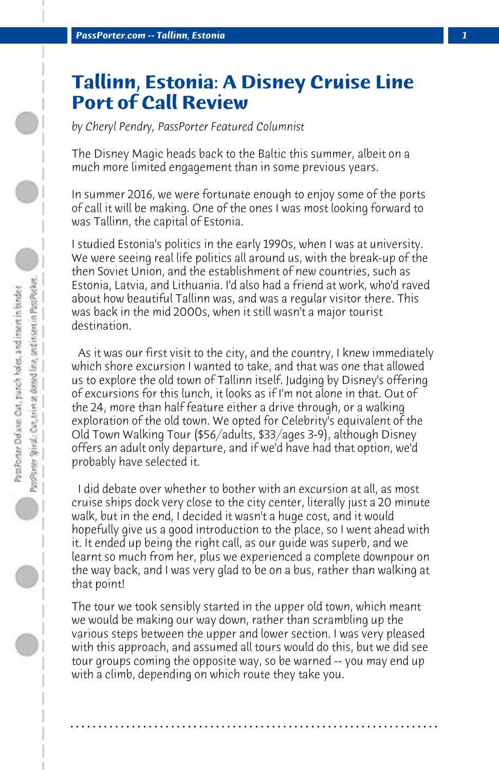# Tallinn, Estonia: A Disney Cruise Line Port of Call Review

*by Cheryl Pendry, PassPorter Featured Columnist*

The Disney Magic heads back to the Baltic this summer, albeit on a much more limited engagement than in some previous years.

In summer 2016, we were fortunate enough to enjoy some of the ports of call it will be making. One of the ones I was most looking forward to was Tallinn, the capital of Estonia.

I studied Estonia's politics in the early 1990s, when I was at university. We were seeing real life politics all around us, with the break-up of the then Soviet Union, and the establishment of new countries, such as Estonia, Latvia, and Lithuania. I'd also had a friend at work, who'd raved about how beautiful Tallinn was, and was a regular visitor there. This was back in the mid 2000s, when it still wasn't a major tourist destination.

As it was our first visit to the city, and the country, I knew immediately which shore excursion I wanted to take, and that was one that allowed us to explore the old town of Tallinn itself. Judging by Disney's offering of excursions for this lunch, it looks as if I'm not alone in that. Out of the 24, more than half feature either a drive through, or a walking exploration of the old town. We opted for Celebrity's equivalent of the Old Town Walking Tour ($56/adults, $33/ages 3-9), although Disney offers an adult only departure, and if we'd have had that option, we'd probably have selected it.

I did debate over whether to bother with an excursion at all, as most cruise ships dock very close to the city center, literally just a 20 minute walk, but in the end, I decided it wasn't a huge cost, and it would hopefully give us a good introduction to the place, so I went ahead with it. It ended up being the right call, as our guide was superb, and we learnt so much from her, plus we experienced a complete downpour on the way back, and I was very glad to be on a bus, rather than walking at that point!

The tour we took sensibly started in the upper old town, which meant we would be making our way down, rather than scrambling up the various steps between the upper and lower section. I was very pleased with this approach, and assumed all tours would do this, but we did see tour groups coming the opposite way, so be warned -- you may end up with a climb, depending on which route they take you.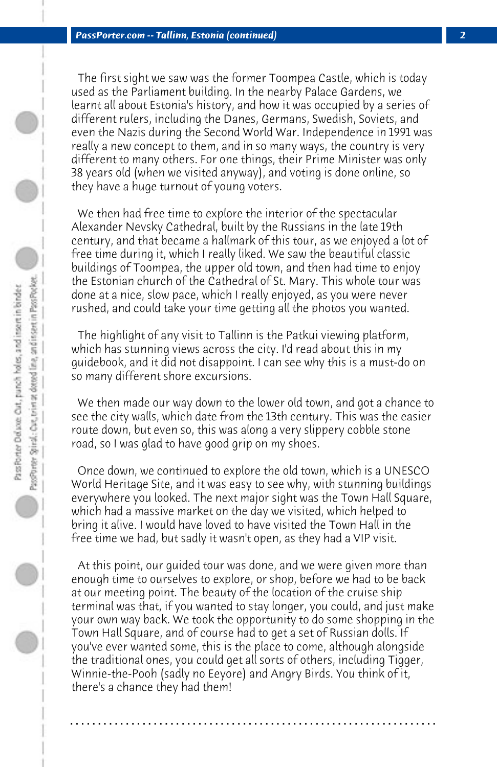The first sight we saw was the former Toompea Castle, which is today used as the Parliament building. In the nearby Palace Gardens, we learnt all about Estonia's history, and how it was occupied by a series of different rulers, including the Danes, Germans, Swedish, Soviets, and even the Nazis during the Second World War. Independence in 1991 was really a new concept to them, and in so many ways, the country is very different to many others. For one things, their Prime Minister was only 38 years old (when we visited anyway), and voting is done online, so they have a huge turnout of young voters.

We then had free time to explore the interior of the spectacular Alexander Nevsky Cathedral, built by the Russians in the late 19th century, and that became a hallmark of this tour, as we enjoyed a lot of free time during it, which I really liked. We saw the beautiful classic buildings of Toompea, the upper old town, and then had time to enjoy the Estonian church of the Cathedral of St. Mary. This whole tour was done at a nice, slow pace, which I really enjoyed, as you were never rushed, and could take your time getting all the photos you wanted.

The highlight of any visit to Tallinn is the Patkui viewing platform, which has stunning views across the city. I'd read about this in my guidebook, and it did not disappoint. I can see why this is a must-do on so many different shore excursions.

We then made our way down to the lower old town, and got a chance to see the city walls, which date from the 13th century. This was the easier route down, but even so, this was along a very slippery cobble stone road, so I was glad to have good grip on my shoes.

Once down, we continued to explore the old town, which is a UNESCO World Heritage Site, and it was easy to see why, with stunning buildings everywhere you looked. The next major sight was the Town Hall Square, which had a massive market on the day we visited, which helped to bring it alive. I would have loved to have visited the Town Hall in the free time we had, but sadly it wasn't open, as they had a VIP visit.

At this point, our guided tour was done, and we were given more than enough time to ourselves to explore, or shop, before we had to be back at our meeting point. The beauty of the location of the cruise ship terminal was that, if you wanted to stay longer, you could, and just make your own way back. We took the opportunity to do some shopping in the Town Hall Square, and of course had to get a set of Russian dolls. If you've ever wanted some, this is the place to come, although alongside the traditional ones, you could get all sorts of others, including Tigger, Winnie-the-Pooh (sadly no Eeyore) and Angry Birds. You think of it, there's a chance they had them!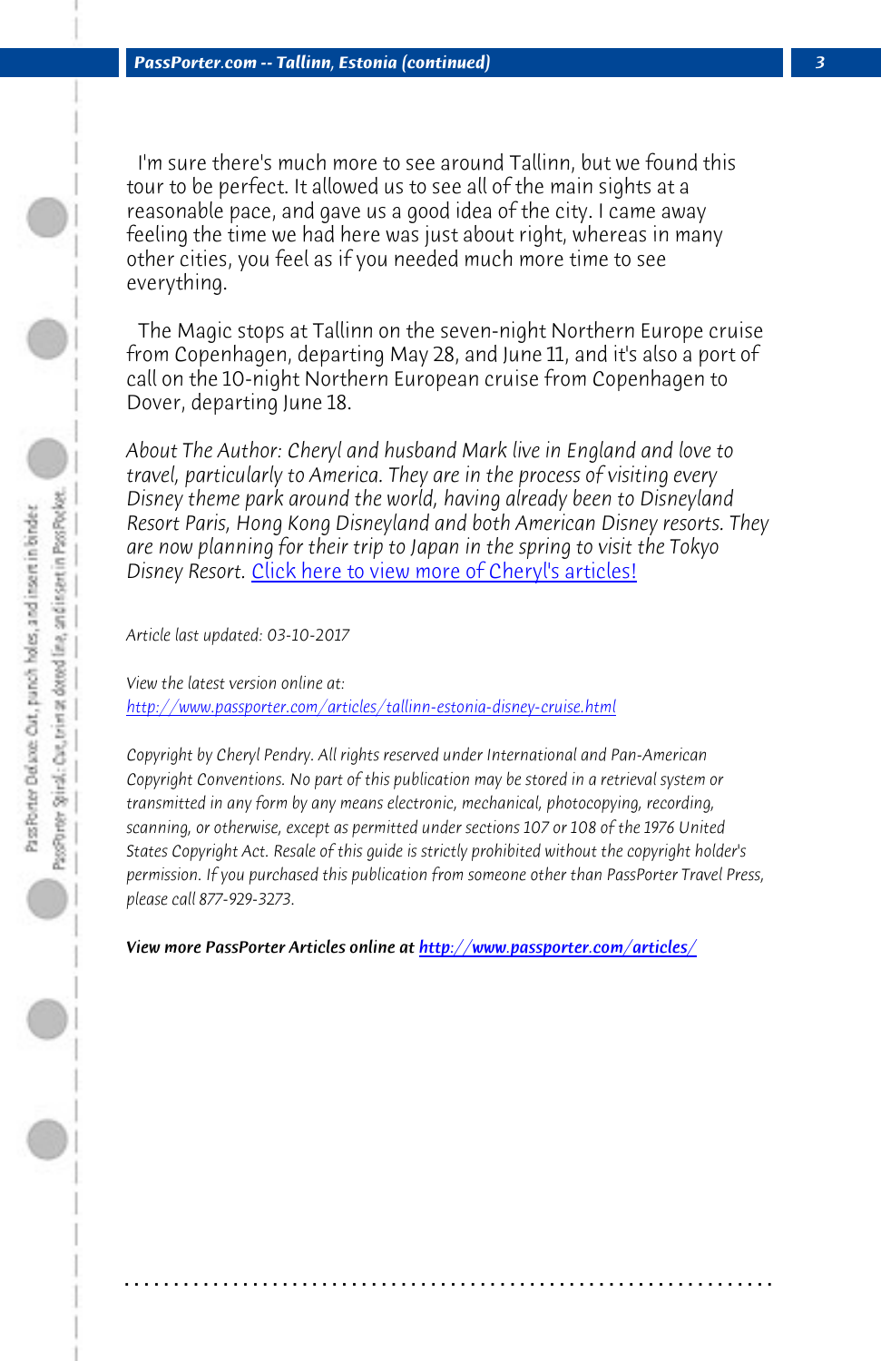I'm sure there's much more to see around Tallinn, but we found this tour to be perfect. It allowed us to see all of the main sights at a reasonable pace, and gave us a good idea of the city. I came away feeling the time we had here was just about right, whereas in many other cities, you feel as if you needed much more time to see everything.

The Magic stops at Tallinn on the seven-night Northern Europe cruise from Copenhagen, departing May 28, and June 11, and it's also a port of call on the 10-night Northern European cruise from Copenhagen to Dover, departing June 18.

*About The Author: Cheryl and husband Mark live in England and love to travel, particularly to America. They are in the process of visiting every Disney theme park around the world, having already been to Disneyland Resort Paris, Hong Kong Disneyland and both American Disney resorts. They are now planning for their trip to Japan in the spring to visit the Tokyo Disney Resort.* Click here to view more of Cheryl's articles!

*Article last updated: 03-10-2017*

*View the latest version online at:*
*http://www.passporter.com/articles/tallinn-estonia-disney-cruise.html*

*Copyright by Cheryl Pendry. All rights reserved under International and Pan-American Copyright Conventions. No part of this publication may be stored in a retrieval system or transmitted in any form by any means electronic, mechanical, photocopying, recording, scanning, or otherwise, except as permitted under sections 107 or 108 of the 1976 United States Copyright Act. Resale of this guide is strictly prohibited without the copyright holder's permission. If you purchased this publication from someone other than PassPorter Travel Press, please call 877-929-3273.*

***View more PassPorter Articles online at http://www.passporter.com/articles/***